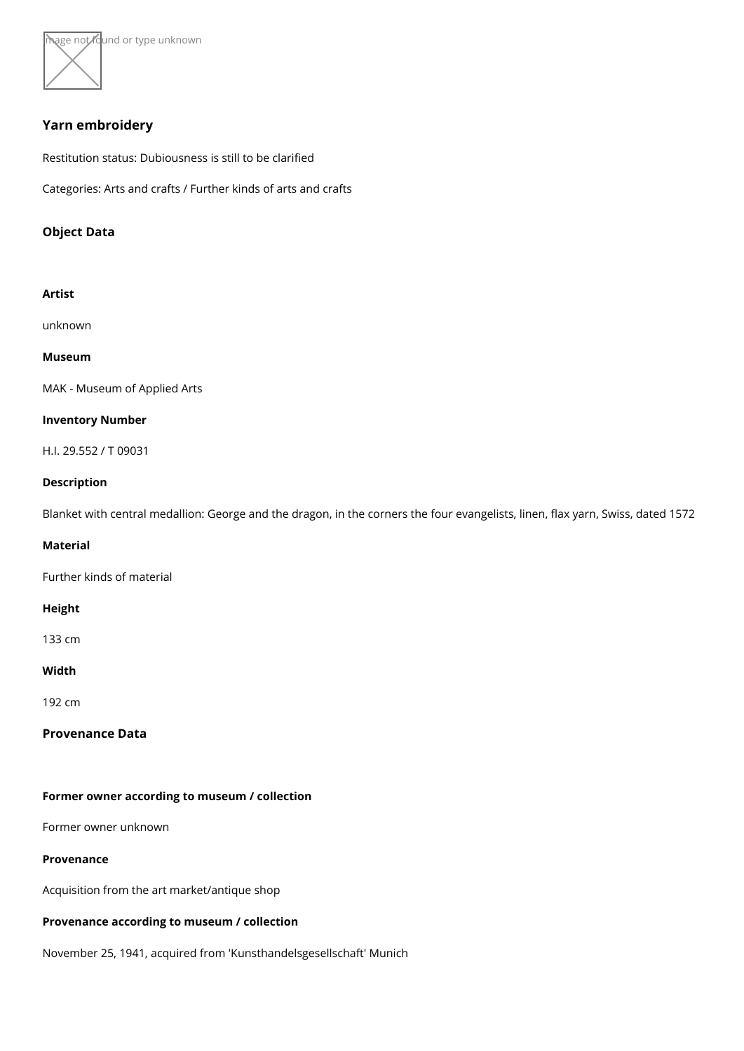# Yarn embroidery

Restitution status: Dubiousness is still to be clarified

Categories: Arts and crafts / Further kinds of arts and crafts

## Object Data

**Artist**

unknown

**Museum**

MAK - Museum of Applied Arts

**Inventory Number**

H.I. 29.552 / T 09031

**Description**

Blanket with central medallion: George and the dragon, in the corners the four evangelists, linen, flax yarn, Swiss, dated 1572

**Material**

Further kinds of material

**Height**

133 cm

**Width**

192 cm

## Provenance Data

**Former owner according to museum / collection**

Former owner unknown

**Provenance**

Acquisition from the art market/antique shop

**Provenance according to museum / collection**

November 25, 1941, acquired from 'Kunsthandelsgesellschaft' Munich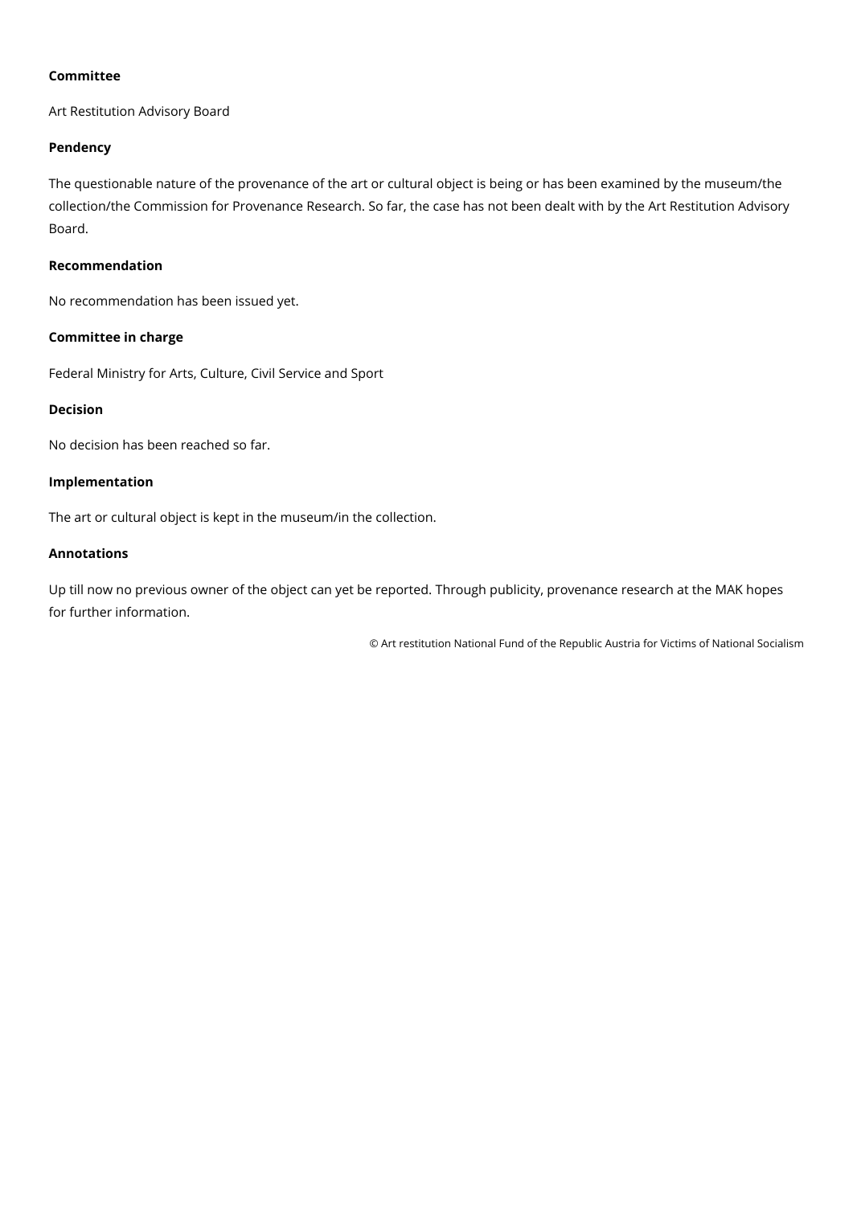**Committee**

Art Restitution Advisory Board

**Pendency**

The questionable nature of the provenance of the art or cultural object is being or has been examined by the museum/the collection/the Commission for Provenance Research. So far, the case has not been dealt with by the Art Restitution Advisory Board.

**Recommendation**

No recommendation has been issued yet.

**Committee in charge**

Federal Ministry for Arts, Culture, Civil Service and Sport

**Decision**

No decision has been reached so far.

**Implementation**

The art or cultural object is kept in the museum/in the collection.

**Annotations**

Up till now no previous owner of the object can yet be reported. Through publicity, provenance research at the MAK hopes for further information.

© Art restitution National Fund of the Republic Austria for Victims of National Socialism